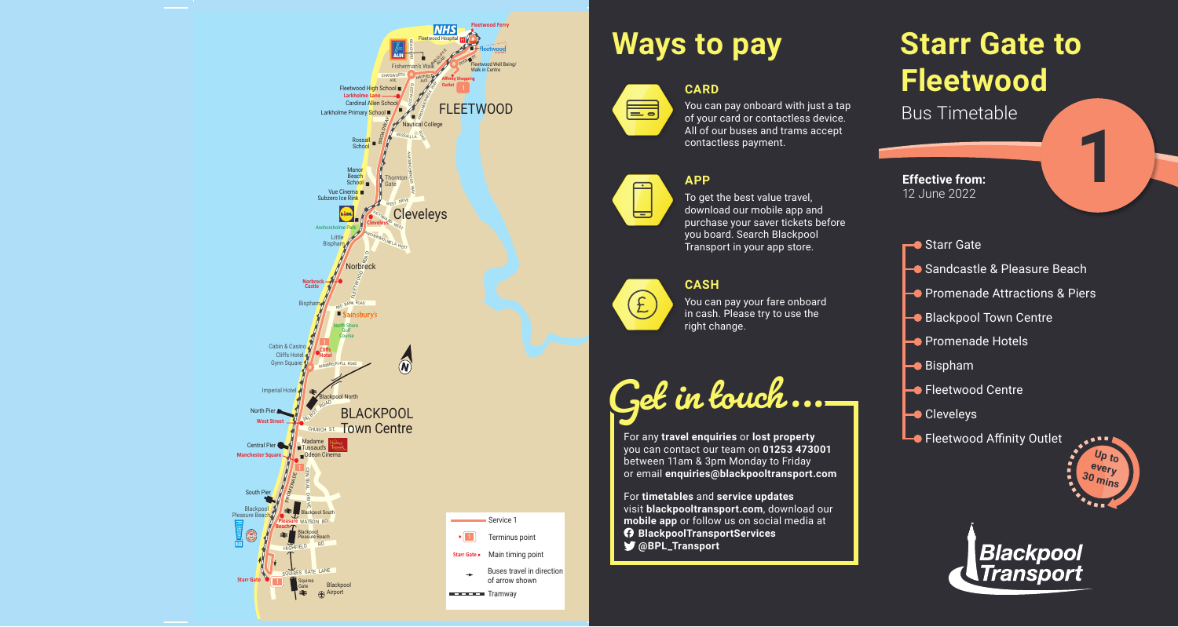## Ways to pay

### CARD

You can pay onboard with just a tap of your card or contactless device. All of our buses and trams accept contactless payment.

### APP

To get the best value travel, download our mobile app and purchase your saver tickets before you board. Search Blackpool Transport in your app store.

### CASH

You can pay your fare onboard in cash. Please try to use the right change.

## Get in touch...

For any **travel enquiries** or **lost property** you can contact our team on **01253 473001** between 11am & 3pm Monday to Friday or email **enquiries@blackpooltransport.com**

For **timetables** and **service updates** visit **blackpooltransport.com**, download our **mobile app** or follow us on social media at

- **BlackpoolTransportServices**
- **@BPL_Transport**

# Starr Gate to Fleetwood

Bus Timetable

**1**

**Effective from:**
12 June 2022

- Starr Gate
- Sandcastle & Pleasure Beach
- Promenade Attractions & Piers
- Blackpool Town Centre
- Promenade Hotels
- Bispham
- Fleetwood Centre
- Cleveleys
- Fleetwood Affinity Outlet

Up to every 30 mins

Blackpool Transport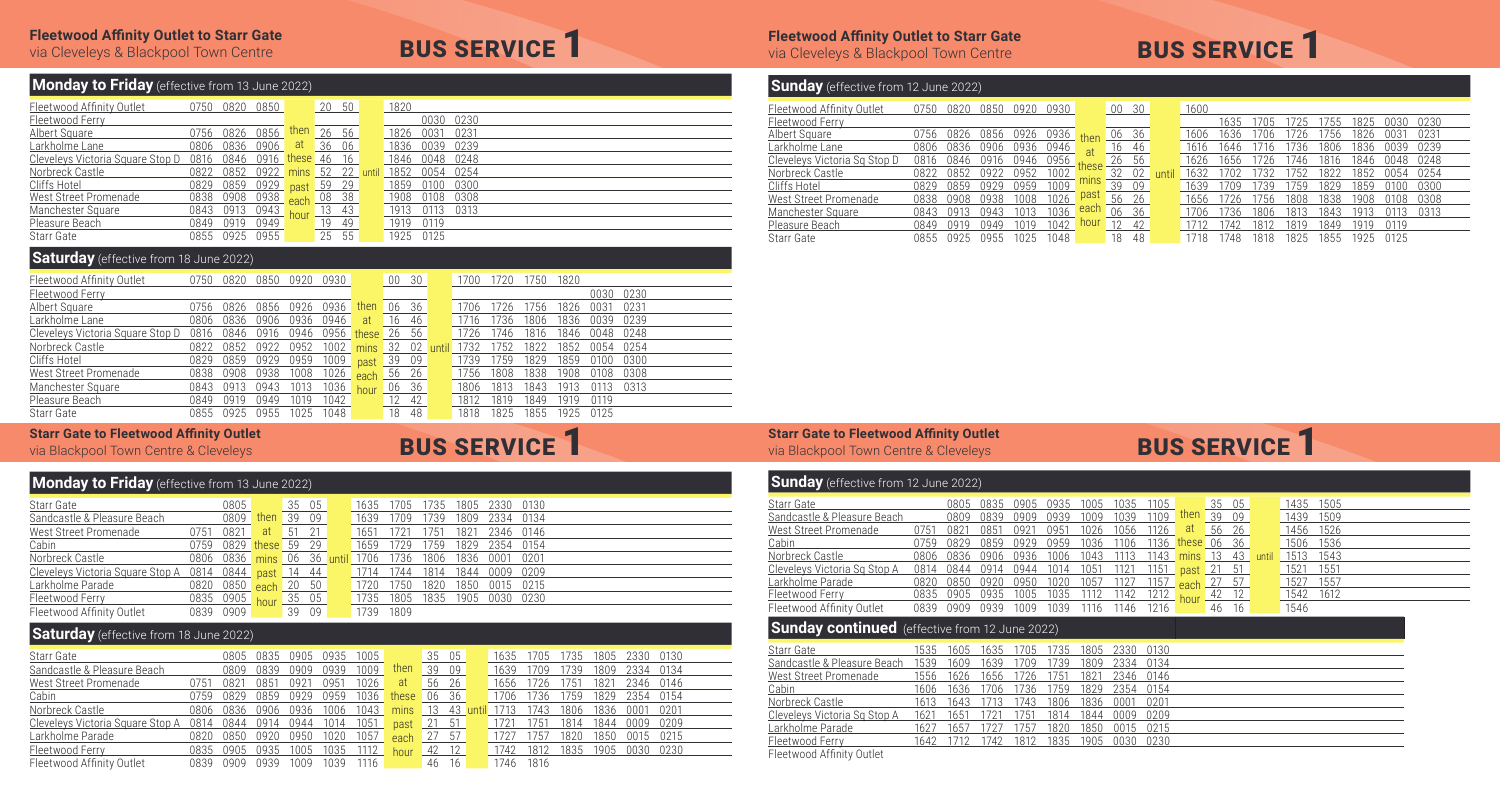## Fleetwood Affinity Outlet to Starr Gate
via Cleveleys & Blackpool Town Centre

# BUS SERVICE 1

### Monday to Friday (effective from 13 June 2022)

| | | | | | | | | | | |
|---|---|---|---|---|---|---|---|---|---|---|
| Fleetwood Affinity Outlet | 0750 | 0820 | 0850 | | 20 | 50 | | 1820 | | |
| Fleetwood Ferry | | | | | | | | | 0030 | 0230 |
| Albert Square | 0756 | 0826 | 0856 | then | 26 | 56 | | 1826 | 0031 | 0231 |
| Larkholme Lane | 0806 | 0836 | 0906 | at | 36 | 06 | | 1836 | 0039 | 0239 |
| Cleveleys Victoria Square Stop D | 0816 | 0846 | 0916 | these | 46 | 16 | | 1846 | 0048 | 0248 |
| Norbreck Castle | 0822 | 0852 | 0922 | mins | 52 | 22 | until | 1852 | 0054 | 0254 |
| Cliffs Hotel | 0829 | 0859 | 0929 | past | 59 | 29 | | 1859 | 0100 | 0300 |
| West Street Promenade | 0838 | 0908 | 0938 | each | 08 | 38 | | 1908 | 0108 | 0308 |
| Manchester Square | 0843 | 0913 | 0943 | hour | 13 | 43 | | 1913 | 0113 | 0313 |
| Pleasure Beach | 0849 | 0919 | 0949 | | 19 | 49 | | 1919 | 0119 | |
| Starr Gate | 0855 | 0925 | 0955 | | 25 | 55 | | 1925 | 0125 | |

### Saturday (effective from 18 June 2022)

| | | | | | | | | | | | | | | | |
|---|---|---|---|---|---|---|---|---|---|---|---|---|---|---|---|
| Fleetwood Affinity Outlet | 0750 | 0820 | 0850 | 0920 | 0930 | | 00 | 30 | | 1700 | 1720 | 1750 | 1820 | | |
| Fleetwood Ferry | | | | | | | | | | | | | | 0030 | 0230 |
| Albert Square | 0756 | 0826 | 0856 | 0926 | 0936 | then | 06 | 36 | | 1706 | 1726 | 1756 | 1826 | 0031 | 0231 |
| Larkholme Lane | 0806 | 0836 | 0906 | 0936 | 0946 | at | 16 | 46 | | 1716 | 1736 | 1806 | 1836 | 0039 | 0239 |
| Cleveleys Victoria Square Stop D | 0816 | 0846 | 0916 | 0946 | 0956 | these | 26 | 56 | | 1726 | 1746 | 1816 | 1846 | 0048 | 0248 |
| Norbreck Castle | 0822 | 0852 | 0922 | 0952 | 1002 | mins | 32 | 02 | until | 1732 | 1752 | 1822 | 1852 | 0054 | 0254 |
| Cliffs Hotel | 0829 | 0859 | 0929 | 0959 | 1009 | past | 39 | 09 | | 1739 | 1759 | 1829 | 1859 | 0100 | 0300 |
| West Street Promenade | 0838 | 0908 | 0938 | 1008 | 1026 | each | 56 | 26 | | 1756 | 1808 | 1838 | 1908 | 0108 | 0308 |
| Manchester Square | 0843 | 0913 | 0943 | 1013 | 1036 | hour | 06 | 36 | | 1806 | 1813 | 1843 | 1913 | 0113 | 0313 |
| Pleasure Beach | 0849 | 0919 | 0949 | 1019 | 1042 | | 12 | 42 | | 1812 | 1819 | 1849 | 1919 | 0119 | |
| Starr Gate | 0855 | 0925 | 0955 | 1025 | 1048 | | 18 | 48 | | 1818 | 1825 | 1855 | 1925 | 0125 | |

## Starr Gate to Fleetwood Affinity Outlet
via Blackpool Town Centre & Cleveleys

# BUS SERVICE 1

### Monday to Friday (effective from 13 June 2022)

| | | | | | | | | | | | | | |
|---|---|---|---|---|---|---|---|---|---|---|---|---|---|
| Starr Gate | | 0805 | | 35 | 05 | | 1635 | 1705 | 1735 | 1805 | 2330 | 0130 |
| Sandcastle & Pleasure Beach | | 0809 | then | 39 | 09 | | 1639 | 1709 | 1739 | 1809 | 2334 | 0134 |
| West Street Promenade | 0751 | 0821 | at | 51 | 21 | | 1651 | 1721 | 1751 | 1821 | 2346 | 0146 |
| Cabin | 0759 | 0829 | these | 59 | 29 | | 1659 | 1729 | 1759 | 1829 | 2354 | 0154 |
| Norbreck Castle | 0806 | 0836 | mins | 06 | 36 | until | 1706 | 1736 | 1806 | 1836 | 0001 | 0201 |
| Cleveleys Victoria Square Stop A | 0814 | 0844 | past | 14 | 44 | | 1714 | 1744 | 1814 | 1844 | 0009 | 0209 |
| Larkholme Parade | 0820 | 0850 | each | 20 | 50 | | 1720 | 1750 | 1820 | 1850 | 0015 | 0215 |
| Fleetwood Ferry | 0835 | 0905 | hour | 35 | 05 | | 1735 | 1805 | 1835 | 1905 | 0030 | 0230 |
| Fleetwood Affinity Outlet | 0839 | 0909 | | 39 | 09 | | 1739 | 1809 | | | | |

### Saturday (effective from 18 June 2022)

| | | | | | | | | | | | | | | | | |
|---|---|---|---|---|---|---|---|---|---|---|---|---|---|---|---|---|
| Starr Gate | | 0805 | 0835 | 0905 | 0935 | 1005 | | 35 | 05 | | 1635 | 1705 | 1735 | 1805 | 2330 | 0130 |
| Sandcastle & Pleasure Beach | | 0809 | 0839 | 0909 | 0939 | 1009 | then | 39 | 09 | | 1639 | 1709 | 1739 | 1809 | 2334 | 0134 |
| West Street Promenade | 0751 | 0821 | 0851 | 0921 | 0951 | 1026 | at | 56 | 26 | | 1656 | 1726 | 1751 | 1821 | 2346 | 0146 |
| Cabin | 0759 | 0829 | 0859 | 0929 | 0959 | 1036 | these | 06 | 36 | | 1706 | 1736 | 1759 | 1829 | 2354 | 0154 |
| Norbreck Castle | 0806 | 0836 | 0906 | 0936 | 1006 | 1043 | mins | 13 | 43 | until | 1713 | 1743 | 1806 | 1836 | 0001 | 0201 |
| Cleveleys Victoria Square Stop A | 0814 | 0844 | 0914 | 0944 | 1014 | 1051 | past | 21 | 51 | | 1721 | 1751 | 1814 | 1844 | 0009 | 0209 |
| Larkholme Parade | 0820 | 0850 | 0920 | 0950 | 1020 | 1057 | each | 27 | 57 | | 1727 | 1757 | 1820 | 1850 | 0015 | 0215 |
| Fleetwood Ferry | 0835 | 0905 | 0935 | 1005 | 1035 | 1112 | hour | 42 | 12 | | 1742 | 1812 | 1835 | 1905 | 0030 | 0230 |
| Fleetwood Affinity Outlet | 0839 | 0909 | 0939 | 1009 | 1039 | 1116 | | 46 | 16 | | 1746 | 1816 | | | | |

## Fleetwood Affinity Outlet to Starr Gate
via Cleveleys & Blackpool Town Centre

# BUS SERVICE 1

### Sunday (effective from 12 June 2022)

| | | | | | | | | | | | | | | | | | | |
|---|---|---|---|---|---|---|---|---|---|---|---|---|---|---|---|---|---|---|
| Fleetwood Affinity Outlet | 0750 | 0820 | 0850 | 0920 | 0930 | | 00 | 30 | | 1600 | | | | | | | | |
| Fleetwood Ferry | | | | | | | | | | | 1635 | 1705 | 1725 | 1755 | 1825 | 0030 | 0230 |
| Albert Square | 0756 | 0826 | 0856 | 0926 | 0936 | then | 06 | 36 | | 1606 | 1636 | 1706 | 1726 | 1756 | 1826 | 0031 | 0231 |
| Larkholme Lane | 0806 | 0836 | 0906 | 0936 | 0946 | at | 16 | 46 | | 1616 | 1646 | 1716 | 1736 | 1806 | 1836 | 0039 | 0239 |
| Cleveleys Victoria Sq Stop D | 0816 | 0846 | 0916 | 0946 | 0956 | these | 26 | 56 | | 1626 | 1656 | 1726 | 1746 | 1816 | 1846 | 0048 | 0248 |
| Norbreck Castle | 0822 | 0852 | 0922 | 0952 | 1002 | mins | 32 | 02 | until | 1632 | 1702 | 1732 | 1752 | 1822 | 1852 | 0054 | 0254 |
| Cliffs Hotel | 0829 | 0859 | 0929 | 0959 | 1009 | past | 39 | 09 | | 1639 | 1709 | 1739 | 1759 | 1829 | 1859 | 0100 | 0300 |
| West Street Promenade | 0838 | 0908 | 0938 | 1008 | 1026 | each | 56 | 26 | | 1656 | 1726 | 1756 | 1808 | 1838 | 1908 | 0108 | 0308 |
| Manchester Square | 0843 | 0913 | 0943 | 1013 | 1036 | hour | 06 | 36 | | 1706 | 1736 | 1806 | 1813 | 1843 | 1913 | 0113 | 0313 |
| Pleasure Beach | 0849 | 0919 | 0949 | 1019 | 1042 | | 12 | 42 | | 1712 | 1742 | 1812 | 1819 | 1849 | 1919 | 0119 | |
| Starr Gate | 0855 | 0925 | 0955 | 1025 | 1048 | | 18 | 48 | | 1718 | 1748 | 1818 | 1825 | 1855 | 1925 | 0125 | |

## Starr Gate to Fleetwood Affinity Outlet
via Blackpool Town Centre & Cleveleys

# BUS SERVICE 1

### Sunday (effective from 12 June 2022)

| | | | | | | | | | | | | | |
|---|---|---|---|---|---|---|---|---|---|---|---|---|---|
| Starr Gate | | 0805 | 0835 | 0905 | 0935 | 1005 | 1035 | 1105 | | 35 | 05 | | 1435 | 1505 |
| Sandcastle & Pleasure Beach | | 0809 | 0839 | 0909 | 0939 | 1009 | 1039 | 1109 | then | 39 | 09 | | 1439 | 1509 |
| West Street Promenade | 0751 | 0821 | 0851 | 0921 | 0951 | 1026 | 1056 | 1126 | at | 56 | 26 | | 1456 | 1526 |
| Cabin | 0759 | 0829 | 0859 | 0929 | 0959 | 1036 | 1106 | 1136 | these | 06 | 36 | | 1506 | 1536 |
| Norbreck Castle | 0806 | 0836 | 0906 | 0936 | 1006 | 1043 | 1113 | 1143 | mins | 13 | 43 | until | 1513 | 1543 |
| Cleveleys Victoria Sq Stop A | 0814 | 0844 | 0914 | 0944 | 1014 | 1051 | 1121 | 1151 | past | 21 | 51 | | 1521 | 1551 |
| Larkholme Parade | 0820 | 0850 | 0920 | 0950 | 1020 | 1057 | 1127 | 1157 | each | 27 | 57 | | 1527 | 1557 |
| Fleetwood Ferry | 0835 | 0905 | 0935 | 1005 | 1035 | 1112 | 1142 | 1212 | hour | 42 | 12 | | 1542 | 1612 |
| Fleetwood Affinity Outlet | 0839 | 0909 | 0939 | 1009 | 1039 | 1116 | 1146 | 1216 | | 46 | 16 | | 1546 | |

### Sunday continued (effective from 12 June 2022)

| | | | | | | | |
|---|---|---|---|---|---|---|---|
| Starr Gate | 1535 | 1605 | 1635 | 1705 | 1735 | 1805 | 2330 | 0130 |
| Sandcastle & Pleasure Beach | 1539 | 1609 | 1639 | 1709 | 1739 | 1809 | 2334 | 0134 |
| West Street Promenade | 1556 | 1626 | 1656 | 1726 | 1751 | 1821 | 2346 | 0146 |
| Cabin | 1606 | 1636 | 1706 | 1736 | 1759 | 1829 | 2354 | 0154 |
| Norbreck Castle | 1613 | 1643 | 1713 | 1743 | 1806 | 1836 | 0001 | 0201 |
| Cleveleys Victoria Sq Stop A | 1621 | 1651 | 1721 | 1751 | 1814 | 1844 | 0009 | 0209 |
| Larkholme Parade | 1627 | 1657 | 1727 | 1757 | 1820 | 1850 | 0015 | 0215 |
| Fleetwood Ferry | 1642 | 1712 | 1742 | 1812 | 1835 | 1905 | 0030 | 0230 |
| Fleetwood Affinity Outlet | | | | | | | | |